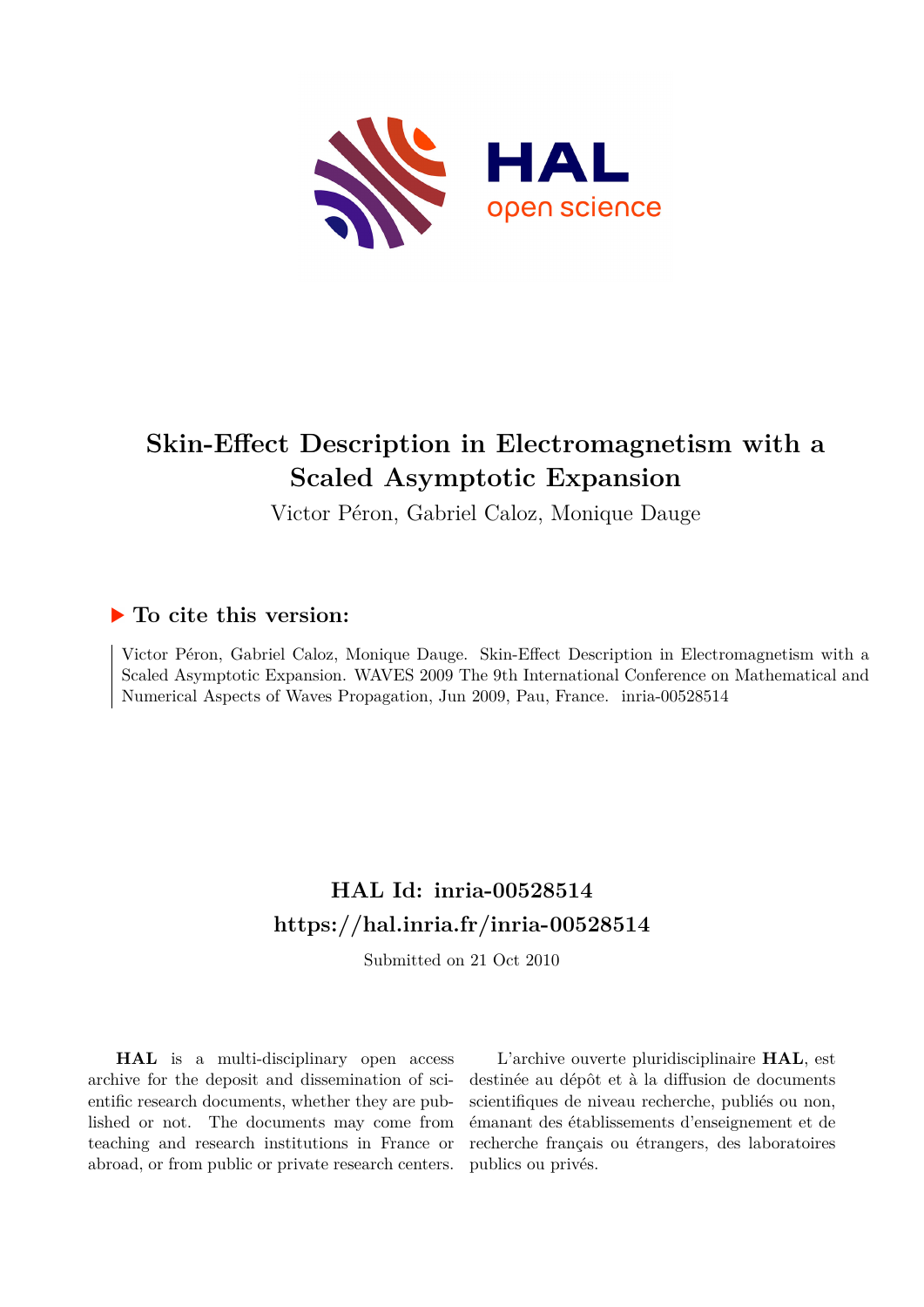# Skin-Effect Description in Electromagnetism with a Scaled Asymptotic Expansion

Victor Péron, Gabriel Caloz, Monique Dauge

## ▶ To cite this version:

Victor Péron, Gabriel Caloz, Monique Dauge. Skin-Effect Description in Electromagnetism with a Scaled Asymptotic Expansion. WAVES 2009 The 9th International Conference on Mathematical and Numerical Aspects of Waves Propagation, Jun 2009, Pau, France. inria-00528514

## HAL Id: inria-00528514

## https://hal.inria.fr/inria-00528514

Submitted on 21 Oct 2010

**HAL** is a multi-disciplinary open access archive for the deposit and dissemination of scientific research documents, whether they are published or not. The documents may come from teaching and research institutions in France or abroad, or from public or private research centers.

L'archive ouverte pluridisciplinaire **HAL**, est destinée au dépôt et à la diffusion de documents scientifiques de niveau recherche, publiés ou non, émanant des établissements d'enseignement et de recherche français ou étrangers, des laboratoires publics ou privés.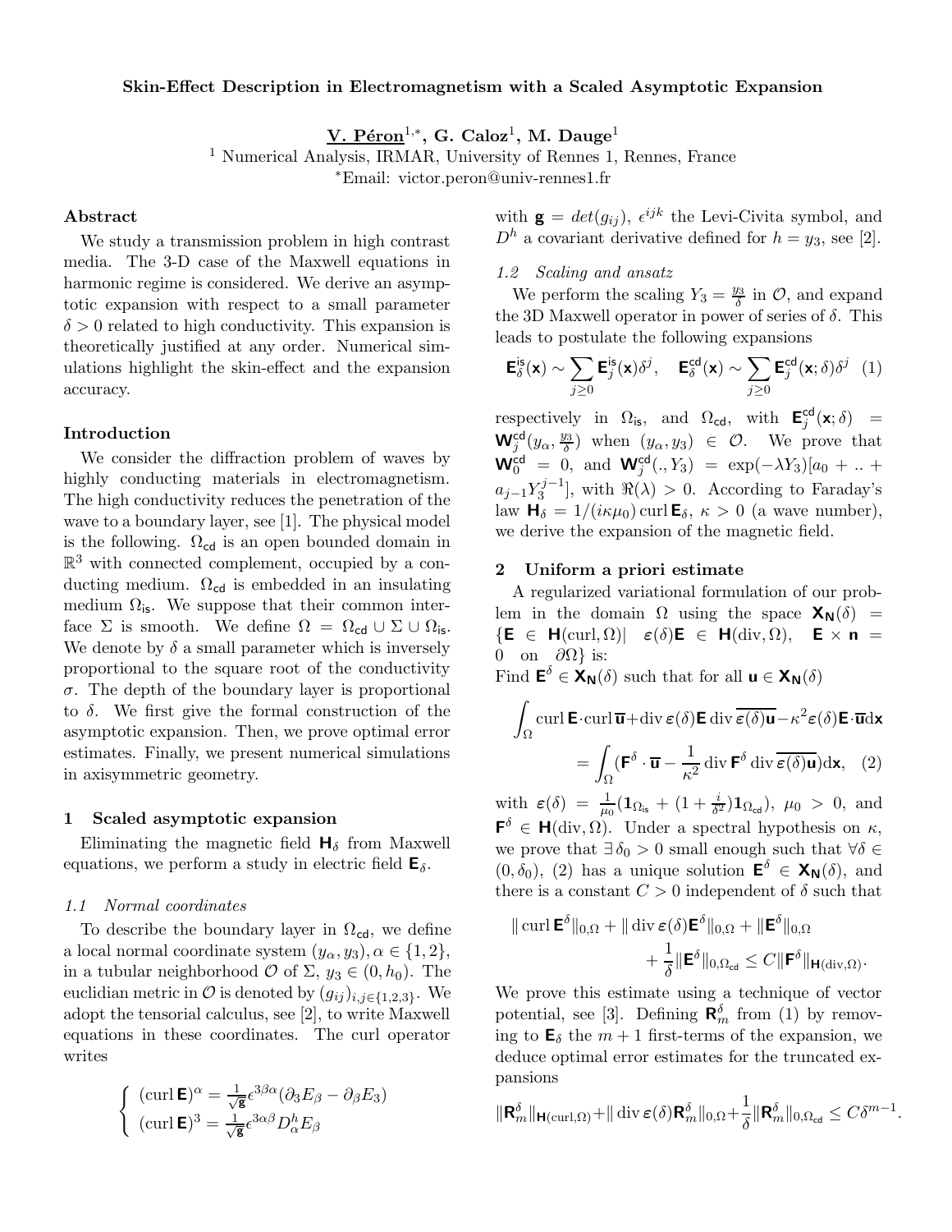**Skin-Effect Description in Electromagnetism with a Scaled Asymptotic Expansion**

**V. Péron**[1,*], **G. Caloz**[1], **M. Dauge**[1]

[1] Numerical Analysis, IRMAR, University of Rennes 1, Rennes, France

[*]Email: victor.peron@univ-rennes1.fr

## Abstract

We study a transmission problem in high contrast media. The 3-D case of the Maxwell equations in harmonic regime is considered. We derive an asymptotic expansion with respect to a small parameter $\delta > 0$ related to high conductivity. This expansion is theoretically justified at any order. Numerical simulations highlight the skin-effect and the expansion accuracy.

## Introduction

We consider the diffraction problem of waves by highly conducting materials in electromagnetism. The high conductivity reduces the penetration of the wave to a boundary layer, see [1]. The physical model is the following. $\Omega_{\mathsf{cd}}$ is an open bounded domain in $\mathbb{R}^3$ with connected complement, occupied by a conducting medium. $\Omega_{\mathsf{cd}}$ is embedded in an insulating medium $\Omega_{\mathsf{is}}$. We suppose that their common interface $\Sigma$ is smooth. We define $\Omega = \Omega_{\mathsf{cd}} \cup \Sigma \cup \Omega_{\mathsf{is}}$. We denote by $\delta$ a small parameter which is inversely proportional to the square root of the conductivity $\sigma$. The depth of the boundary layer is proportional to $\delta$. We first give the formal construction of the asymptotic expansion. Then, we prove optimal error estimates. Finally, we present numerical simulations in axisymmetric geometry.

## 1 Scaled asymptotic expansion

Eliminating the magnetic field $\mathbf{H}_\delta$ from Maxwell equations, we perform a study in electric field $\mathbf{E}_\delta$.

### 1.1 Normal coordinates

To describe the boundary layer in $\Omega_{\mathsf{cd}}$, we define a local normal coordinate system $(y_\alpha, y_3), \alpha \in \{1,2\}$, in a tubular neighborhood $\mathcal{O}$ of $\Sigma$, $y_3 \in (0, h_0)$. The euclidian metric in $\mathcal{O}$ is denoted by $(g_{ij})_{i,j\in\{1,2,3\}}$. We adopt the tensorial calculus, see [2], to write Maxwell equations in these coordinates. The curl operator writes

$$
\begin{cases}
(\operatorname{curl}\mathbf{E})^\alpha = \frac{1}{\sqrt{\mathbf{g}}}\epsilon^{3\beta\alpha}(\partial_3 E_\beta - \partial_\beta E_3) \\
(\operatorname{curl}\mathbf{E})^3 = \frac{1}{\sqrt{\mathbf{g}}}\epsilon^{3\alpha\beta}D^h_\alpha E_\beta
\end{cases}
$$

with $\mathbf{g} = det(g_{ij})$, $\epsilon^{ijk}$ the Levi-Civita symbol, and $D^h$ a covariant derivative defined for $h = y_3$, see [2].

### 1.2 Scaling and ansatz

We perform the scaling $Y_3 = \frac{y_3}{\delta}$ in $\mathcal{O}$, and expand the 3D Maxwell operator in power of series of $\delta$. This leads to postulate the following expansions

$$
\mathbf{E}^{\mathsf{is}}_\delta(\mathbf{x}) \sim \sum_{j\geq 0}\mathbf{E}^{\mathsf{is}}_j(\mathbf{x})\delta^j, \quad \mathbf{E}^{\mathsf{cd}}_\delta(\mathbf{x}) \sim \sum_{j\geq 0}\mathbf{E}^{\mathsf{cd}}_j(\mathbf{x};\delta)\delta^j \quad (1)
$$

respectively in $\Omega_{\mathsf{is}}$, and $\Omega_{\mathsf{cd}}$, with $\mathbf{E}^{\mathsf{cd}}_j(\mathbf{x};\delta) = \mathbf{W}^{\mathsf{cd}}_j(y_\alpha, \frac{y_3}{\delta})$ when $(y_\alpha, y_3) \in \mathcal{O}$. We prove that $\mathbf{W}^{\mathsf{cd}}_0 = 0$, and $\mathbf{W}^{\mathsf{cd}}_j(., Y_3) = \exp(-\lambda Y_3)[a_0 + .. + a_{j-1}Y_3^{j-1}]$, with $\Re(\lambda) > 0$. According to Faraday's law $\mathbf{H}_\delta = 1/(i\kappa\mu_0)\operatorname{curl}\mathbf{E}_\delta$, $\kappa > 0$ (a wave number), we derive the expansion of the magnetic field.

## 2 Uniform a priori estimate

A regularized variational formulation of our problem in the domain $\Omega$ using the space $\mathbf{X_N}(\delta) = \{\mathbf{E} \in \mathbf{H}(\mathrm{curl},\Omega) | \quad \varepsilon(\delta)\mathbf{E} \in \mathbf{H}(\mathrm{div},\Omega), \quad \mathbf{E}\times\mathbf{n} = 0 \quad \text{on} \quad \partial\Omega\}$ is:

Find $\mathbf{E}^\delta \in \mathbf{X_N}(\delta)$ such that for all $\mathbf{u} \in \mathbf{X_N}(\delta)$

$$
\int_\Omega \operatorname{curl}\mathbf{E}\cdot\operatorname{curl}\overline{\mathbf{u}} + \operatorname{div}\varepsilon(\delta)\mathbf{E}\operatorname{div}\overline{\varepsilon(\delta)\mathbf{u}} - \kappa^2\varepsilon(\delta)\mathbf{E}\cdot\overline{\mathbf{u}}\mathrm{d}\mathbf{x}
$$
$$
= \int_\Omega (\mathbf{F}^\delta\cdot\overline{\mathbf{u}} - \frac{1}{\kappa^2}\operatorname{div}\mathbf{F}^\delta\operatorname{div}\overline{\varepsilon(\delta)\mathbf{u}})\mathrm{d}\mathbf{x}, \quad (2)
$$

with $\varepsilon(\delta) = \frac{1}{\mu_0}(\mathbf{1}_{\Omega_{\mathsf{is}}} + (1 + \frac{i}{\delta^2})\mathbf{1}_{\Omega_{\mathsf{cd}}})$, $\mu_0 > 0$, and $\mathbf{F}^\delta \in \mathbf{H}(\mathrm{div},\Omega)$. Under a spectral hypothesis on $\kappa$, we prove that $\exists\,\delta_0 > 0$ small enough such that $\forall\delta \in (0,\delta_0)$, (2) has a unique solution $\mathbf{E}^\delta \in \mathbf{X_N}(\delta)$, and there is a constant $C > 0$ independent of $\delta$ such that

$$
\|\operatorname{curl}\mathbf{E}^\delta\|_{0,\Omega} + \|\operatorname{div}\varepsilon(\delta)\mathbf{E}^\delta\|_{0,\Omega} + \|\mathbf{E}^\delta\|_{0,\Omega}
+ \frac{1}{\delta}\|\mathbf{E}^\delta\|_{0,\Omega_{\mathsf{cd}}} \leq C\|\mathbf{F}^\delta\|_{\mathbf{H}(\mathrm{div},\Omega)}.
$$

We prove this estimate using a technique of vector potential, see [3]. Defining $\mathbf{R}^\delta_m$ from (1) by removing to $\mathbf{E}_\delta$ the $m+1$ first-terms of the expansion, we deduce optimal error estimates for the truncated expansions

$$
\|\mathbf{R}^\delta_m\|_{\mathbf{H}(\mathrm{curl},\Omega)} + \|\operatorname{div}\varepsilon(\delta)\mathbf{R}^\delta_m\|_{0,\Omega} + \frac{1}{\delta}\|\mathbf{R}^\delta_m\|_{0,\Omega_{\mathsf{cd}}} \leq C\delta^{m-1}.
$$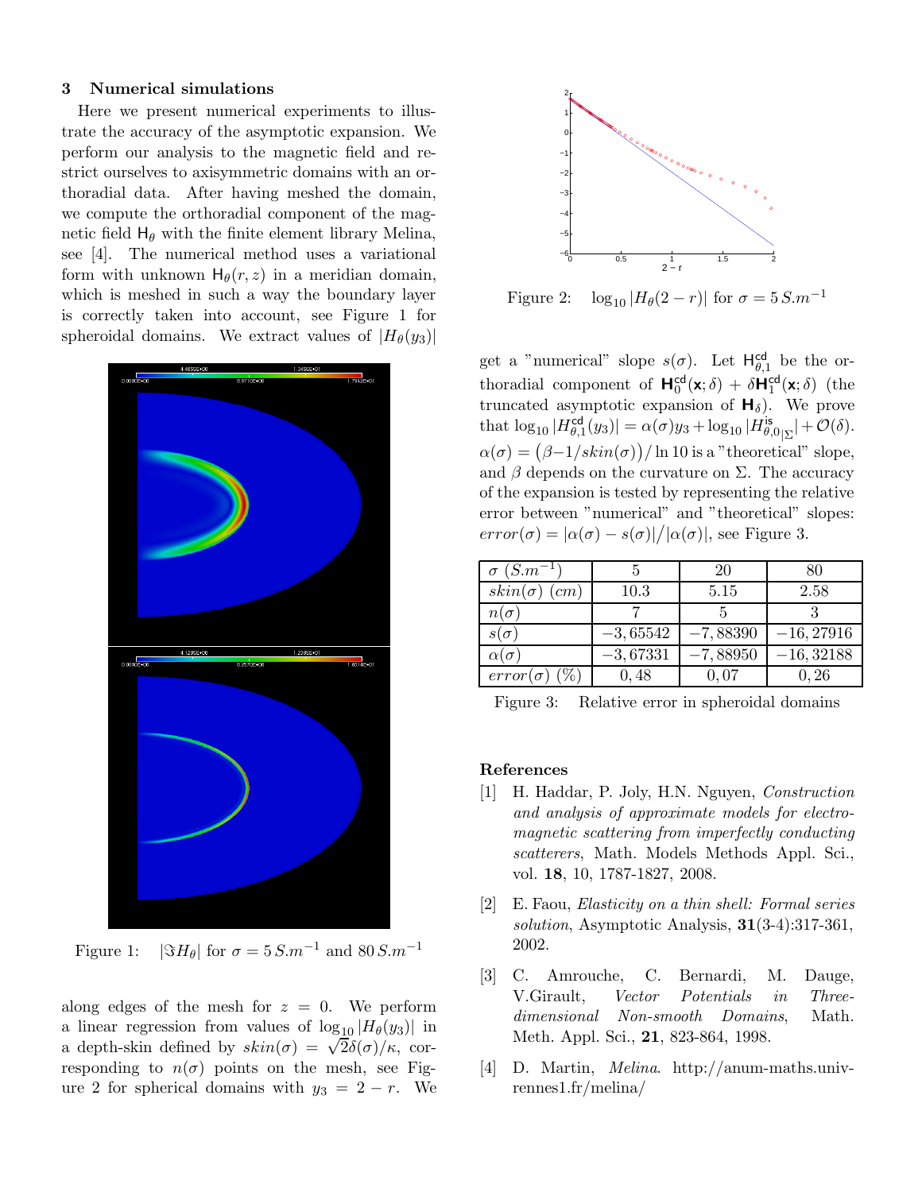## 3 Numerical simulations

Here we present numerical experiments to illustrate the accuracy of the asymptotic expansion. We perform our analysis to the magnetic field and restrict ourselves to axisymmetric domains with an orthoradial data. After having meshed the domain, we compute the orthoradial component of the magnetic field $\mathsf{H}_\theta$ with the finite element library Melina, see [4]. The numerical method uses a variational form with unknown $\mathsf{H}_\theta(r,z)$ in a meridian domain, which is meshed in such a way the boundary layer is correctly taken into account, see Figure 1 for spheroidal domains. We extract values of $|H_\theta(y_3)|$ along edges of the mesh for $z = 0$. We perform a linear regression from values of $\log_{10}|H_\theta(y_3)|$ in a depth-skin defined by $skin(\sigma) = \sqrt{2}\delta(\sigma)/\kappa$, corresponding to $n(\sigma)$ points on the mesh, see Figure 2 for spherical domains with $y_3 = 2 - r$. We get a "numerical" slope $s(\sigma)$. Let $\mathsf{H}^{\mathsf{cd}}_{\theta,1}$ be the orthoradial component of $\mathbf{H}^{\mathsf{cd}}_0(\mathbf{x};\delta) + \delta\mathbf{H}^{\mathsf{cd}}_1(\mathbf{x};\delta)$ (the truncated asymptotic expansion of $\mathbf{H}_\delta$). We prove that $\log_{10}|H^{\mathsf{cd}}_{\theta,1}(y_3)| = \alpha(\sigma)y_3 + \log_{10}|H^{\mathsf{is}}_{\theta,0|\Sigma}| + \mathcal{O}(\delta)$. $\alpha(\sigma) = \big(\beta - 1/skin(\sigma)\big)/\ln 10$ is a "theoretical" slope, and $\beta$ depends on the curvature on $\Sigma$. The accuracy of the expansion is tested by representing the relative error between "numerical" and "theoretical" slopes: $error(\sigma) = |\alpha(\sigma) - s(\sigma)|/|\alpha(\sigma)|$, see Figure 3.

4.4895E+00 1.3465E+01
0.0000E+00 8.9710E+00 1.7942E+01

4.1285E+00 1.2385E+01
0.0000E+00 8.2570E+00 1.6514E+01

Figure 1: $|\Im H_\theta|$ for $\sigma = 5\,S.m^{-1}$ and $80\,S.m^{-1}$

2
1
0
−1
−2
−3
−4
−5
−6
0 0.5 1 1.5 2
2 − r

Figure 2: $\log_{10}|H_\theta(2-r)|$ for $\sigma = 5\,S.m^{-1}$

| $\sigma$ $(S.m^{-1})$ | 5 | 20 | 80 |
|---|---|---|---|
| $skin(\sigma)$ $(cm)$ | 10.3 | 5.15 | 2.58 |
| $n(\sigma)$ | 7 | 5 | 3 |
| $s(\sigma)$ | $-3,65542$ | $-7,88390$ | $-16,27916$ |
| $\alpha(\sigma)$ | $-3,67331$ | $-7,88950$ | $-16,32188$ |
| $error(\sigma)$ (%) | 0,48 | 0,07 | 0,26 |

Figure 3: Relative error in spheroidal domains

## References

[1] H. Haddar, P. Joly, H.N. Nguyen, *Construction and analysis of approximate models for electromagnetic scattering from imperfectly conducting scatterers*, Math. Models Methods Appl. Sci., vol. **18**, 10, 1787-1827, 2008.

[2] E. Faou, *Elasticity on a thin shell: Formal series solution*, Asymptotic Analysis, **31**(3-4):317-361, 2002.

[3] C. Amrouche, C. Bernardi, M. Dauge, V.Girault, *Vector Potentials in Three-dimensional Non-smooth Domains*, Math. Meth. Appl. Sci., **21**, 823-864, 1998.

[4] D. Martin, *Melina*. http://anum-maths.univ-rennes1.fr/melina/